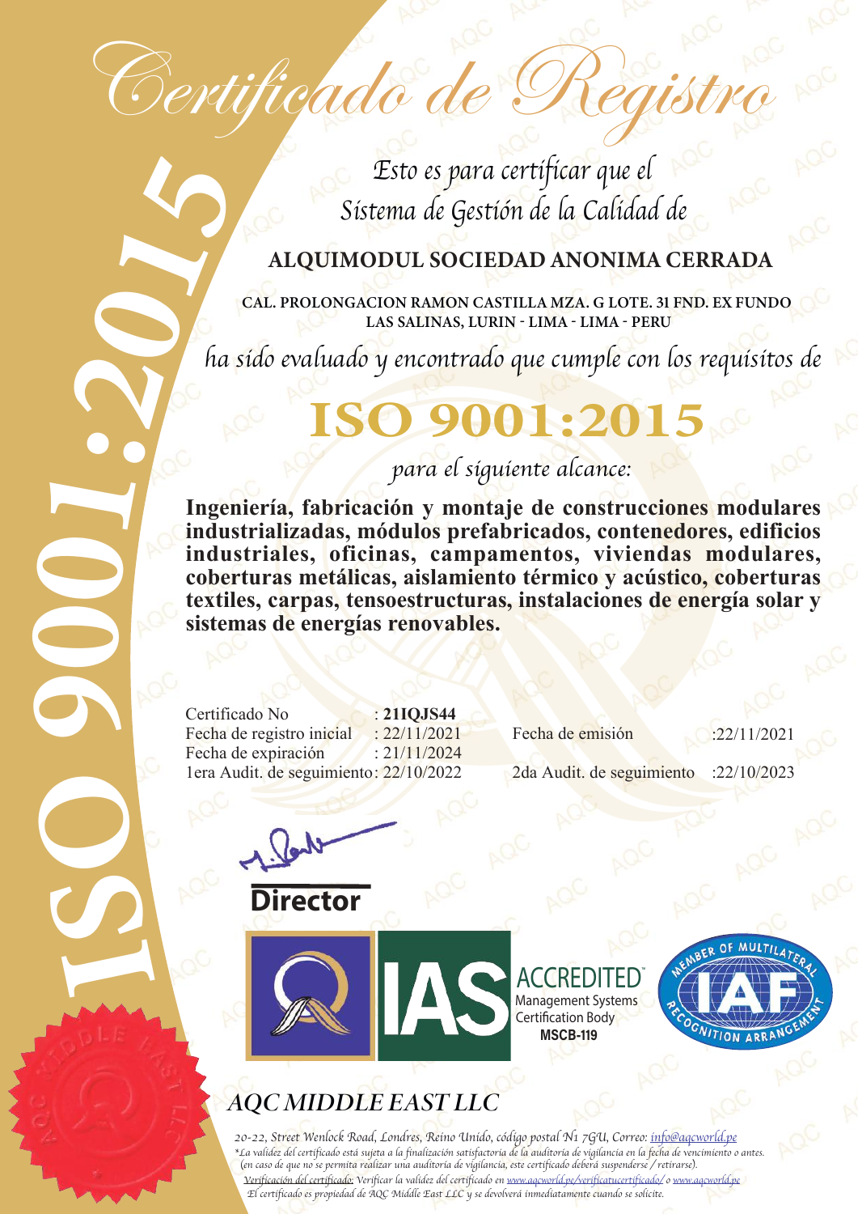# Certificado de Registro

*Esto es para certificar que el Sistema de Gestión de la Calidad de*

**ALQUIMODUL SOCIEDAD ANONIMA CERRADA**

**CAL. PROLONGACION RAMON CASTILLA MZA. G LOTE. 31 FND. EX FUNDO LAS SALINAS, LURIN - LIMA - LIMA - PERU**

*ha sido evaluado y encontrado que cumple con los requisitos de*

# ISO 9001:2015

*para el siguiente alcance:*

**Ingeniería, fabricación y montaje de construcciones modulares industrializadas, módulos prefabricados, contenedores, edificios industriales, oficinas, campamentos, viviendas modulares, coberturas metálicas, aislamiento térmico y acústico, coberturas textiles, carpas, tensoestructuras, instalaciones de energía solar y sistemas de energías renovables.**

Certificado No : **21IQJS44**
Fecha de registro inicial : 22/11/2021
Fecha de expiración : 21/11/2024
1era Audit. de seguimiento: 22/10/2022

Fecha de emisión :22/11/2021
2da Audit. de seguimiento :22/10/2023

**Director**

IAS ACCREDITED Management Systems Certification Body **MSCB-119**

MEMBER OF MULTILATERAL RECOGNITION ARRANGEMENT IAF

## *AQC MIDDLE EAST LLC*

*20-22, Street Wenlock Road, Londres, Reino Unido, código postal N1 7GU, Correo: info@aqcworld.pe*
*\*La validez del certificado está sujeta a la finalización satisfactoria de la auditoría de vigilancia en la fecha de vencimiento o antes. (en caso de que no se permita realizar una auditoría de vigilancia, este certificado deberá suspenderse / retirarse).*
*Verificación del certificado: Verificar la validez del certificado en www.aqcworld.pe/verificatucertificado/ o www.aqcworld.pe*
*El certificado es propiedad de AQC Middle East LLC y se devolverá inmediatamente cuando se solicite.*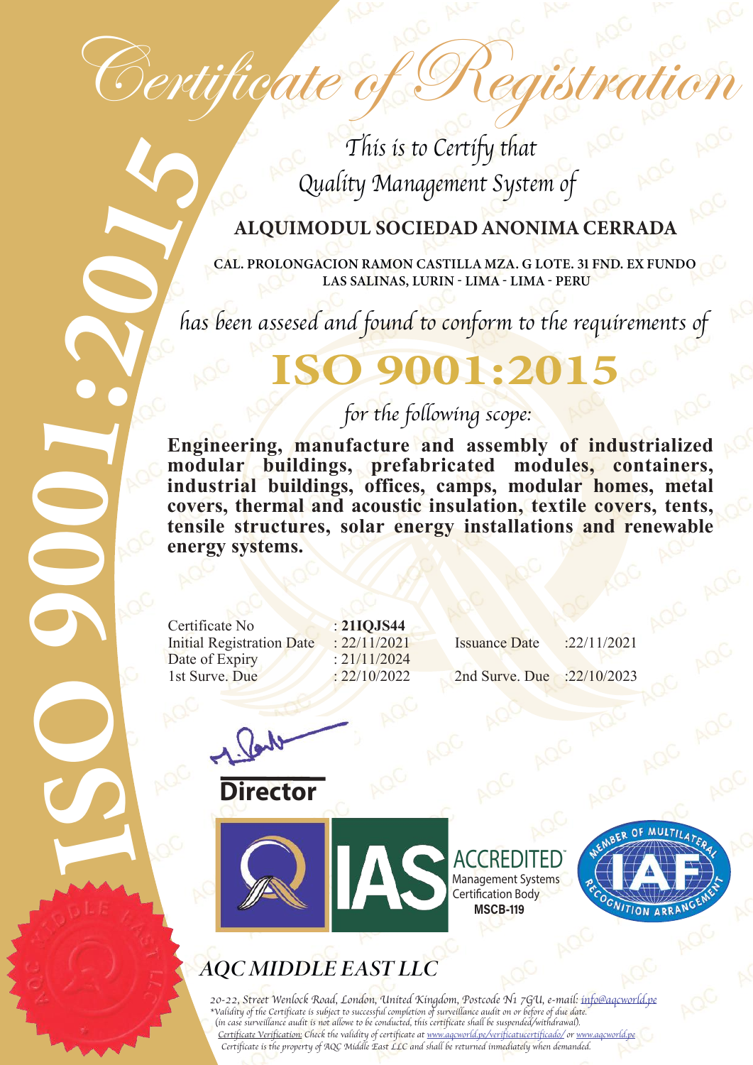# Certificate of Registration

This is to Certify that
Quality Management System of

**ALQUIMODUL SOCIEDAD ANONIMA CERRADA**

**CAL. PROLONGACION RAMON CASTILLA MZA. G LOTE. 31 FND. EX FUNDO LAS SALINAS, LURIN - LIMA - LIMA - PERU**

has been assesed and found to conform to the requirements of

# ISO 9001:2015

for the following scope:

**Engineering, manufacture and assembly of industrialized modular buildings, prefabricated modules, containers, industrial buildings, offices, camps, modular homes, metal covers, thermal and acoustic insulation, textile covers, tents, tensile structures, solar energy installations and renewable energy systems.**

| | | | |
|---|---|---|---|
| Certificate No | : **21IQJS44** | | |
| Initial Registration Date | : 22/11/2021 | Issuance Date | :22/11/2021 |
| Date of Expiry | : 21/11/2024 | | |
| 1st Surve. Due | : 22/10/2022 | 2nd Surve. Due | :22/10/2023 |

**Director**

IAS ACCREDITED Management Systems Certification Body **MSCB-119**

MEMBER OF MULTILATERAL RECOGNITION ARRANGEMENT IAF

## AQC MIDDLE EAST LLC

*20-22, Street Wenlock Road, London, United Kingdom, Postcode N1 7GU, e-mail: info@aqcworld.pe*
*\*Validity of the Certificate is subject to successful completion of surveillance audit on or before of due date. (in case surveillance audit is not allowe to be conducted, this certificate shall be suspended/withdrawal).*
*Certificate Verification: Check the validity of certificate at www.aqcworld.pe/verificatucertificado/ or www.aqcworld.pe*
*Certificate is the property of AQC Middle East LLC and shall be returned immediately when demanded.*